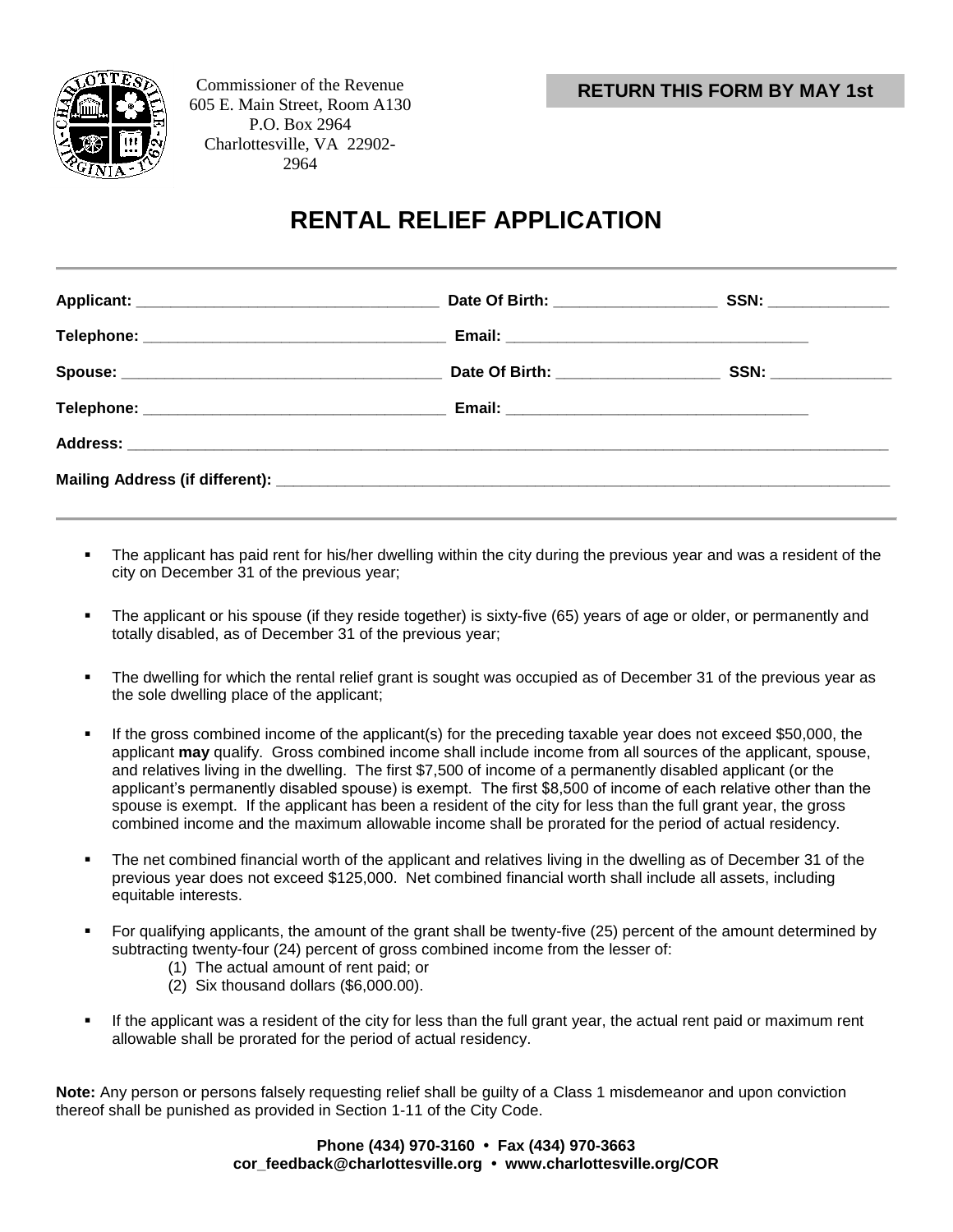Commissioner of the Revenue
605 E. Main Street, Room A130
P.O. Box 2964
Charlottesville, VA 22902-2964

**RETURN THIS FORM BY MAY 1st**

# RENTAL RELIEF APPLICATION

---

**Applicant:** ___________________________________ **Date Of Birth:** ___________________ **SSN:** ______________

**Telephone:** ___________________________________ **Email:** ___________________________________

**Spouse:** _____________________________________ **Date Of Birth:** ___________________ **SSN:** ______________

**Telephone:** ___________________________________ **Email:** ___________________________________

**Address:** ______________________________________________________________________________________

**Mailing Address (if different):** ____________________________________________________________________

---

- The applicant has paid rent for his/her dwelling within the city during the previous year and was a resident of the city on December 31 of the previous year;

- The applicant or his spouse (if they reside together) is sixty-five (65) years of age or older, or permanently and totally disabled, as of December 31 of the previous year;

- The dwelling for which the rental relief grant is sought was occupied as of December 31 of the previous year as the sole dwelling place of the applicant;

- If the gross combined income of the applicant(s) for the preceding taxable year does not exceed $50,000, the applicant **may** qualify. Gross combined income shall include income from all sources of the applicant, spouse, and relatives living in the dwelling. The first $7,500 of income of a permanently disabled applicant (or the applicant's permanently disabled spouse) is exempt. The first $8,500 of income of each relative other than the spouse is exempt. If the applicant has been a resident of the city for less than the full grant year, the gross combined income and the maximum allowable income shall be prorated for the period of actual residency.

- The net combined financial worth of the applicant and relatives living in the dwelling as of December 31 of the previous year does not exceed $125,000. Net combined financial worth shall include all assets, including equitable interests.

- For qualifying applicants, the amount of the grant shall be twenty-five (25) percent of the amount determined by subtracting twenty-four (24) percent of gross combined income from the lesser of:
  (1) The actual amount of rent paid; or
  (2) Six thousand dollars ($6,000.00).

- If the applicant was a resident of the city for less than the full grant year, the actual rent paid or maximum rent allowable shall be prorated for the period of actual residency.

**Note:** Any person or persons falsely requesting relief shall be guilty of a Class 1 misdemeanor and upon conviction thereof shall be punished as provided in Section 1-11 of the City Code.

**Phone (434) 970-3160 • Fax (434) 970-3663**
**cor_feedback@charlottesville.org • www.charlottesville.org/COR**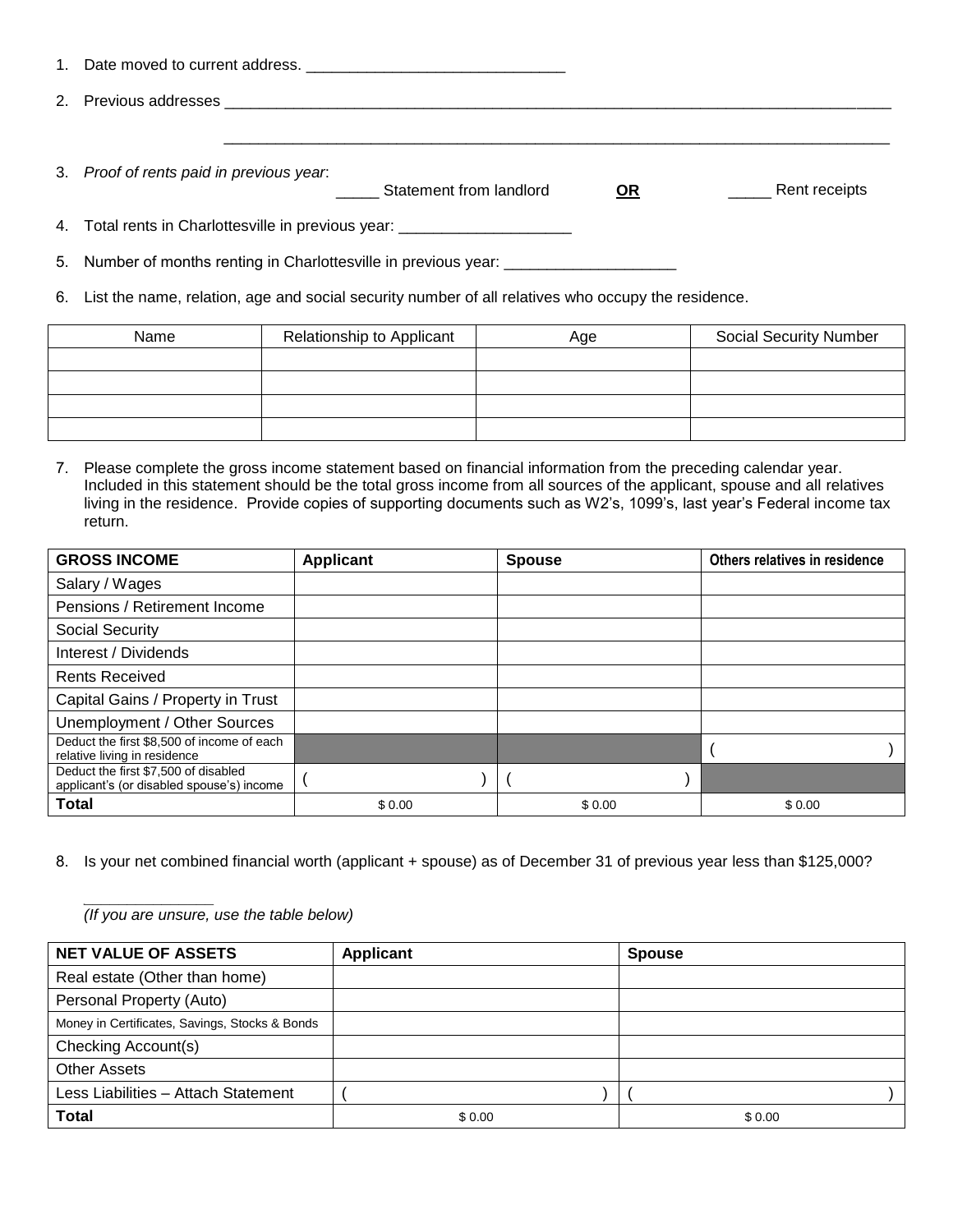1. Date moved to current address. ______________________________

2. Previous addresses ______________________________________________________________________________

   ______________________________________________________________________________

3. *Proof of rents paid in previous year*: _____ Statement from landlord **OR** _____ Rent receipts

4. Total rents in Charlottesville in previous year: ____________________

5. Number of months renting in Charlottesville in previous year: ____________________

6. List the name, relation, age and social security number of all relatives who occupy the residence.

| Name | Relationship to Applicant | Age | Social Security Number |
|---|---|---|---|
| | | | |
| | | | |
| | | | |
| | | | |

7. Please complete the gross income statement based on financial information from the preceding calendar year. Included in this statement should be the total gross income from all sources of the applicant, spouse and all relatives living in the residence. Provide copies of supporting documents such as W2's, 1099's, last year's Federal income tax return.

| **GROSS INCOME** | **Applicant** | **Spouse** | **Others relatives in residence** |
|---|---|---|---|
| Salary / Wages | | | |
| Pensions / Retirement Income | | | |
| Social Security | | | |
| Interest / Dividends | | | |
| Rents Received | | | |
| Capital Gains / Property in Trust | | | |
| Unemployment / Other Sources | | | |
| Deduct the first $8,500 of income of each relative living in residence | | | (&nbsp;&nbsp;&nbsp;&nbsp;) |
| Deduct the first $7,500 of disabled applicant's (or disabled spouse's) income | (&nbsp;&nbsp;&nbsp;&nbsp;) | (&nbsp;&nbsp;&nbsp;&nbsp;) | |
| **Total** | $ 0.00 | $ 0.00 | $ 0.00 |

8. Is your net combined financial worth (applicant + spouse) as of December 31 of previous year less than $125,000?

   _______________
   *(If you are unsure, use the table below)*

| **NET VALUE OF ASSETS** | **Applicant** | **Spouse** |
|---|---|---|
| Real estate (Other than home) | | |
| Personal Property (Auto) | | |
| Money in Certificates, Savings, Stocks & Bonds | | |
| Checking Account(s) | | |
| Other Assets | | |
| Less Liabilities – Attach Statement | (&nbsp;&nbsp;&nbsp;&nbsp;) | (&nbsp;&nbsp;&nbsp;&nbsp;) |
| **Total** | $ 0.00 | $ 0.00 |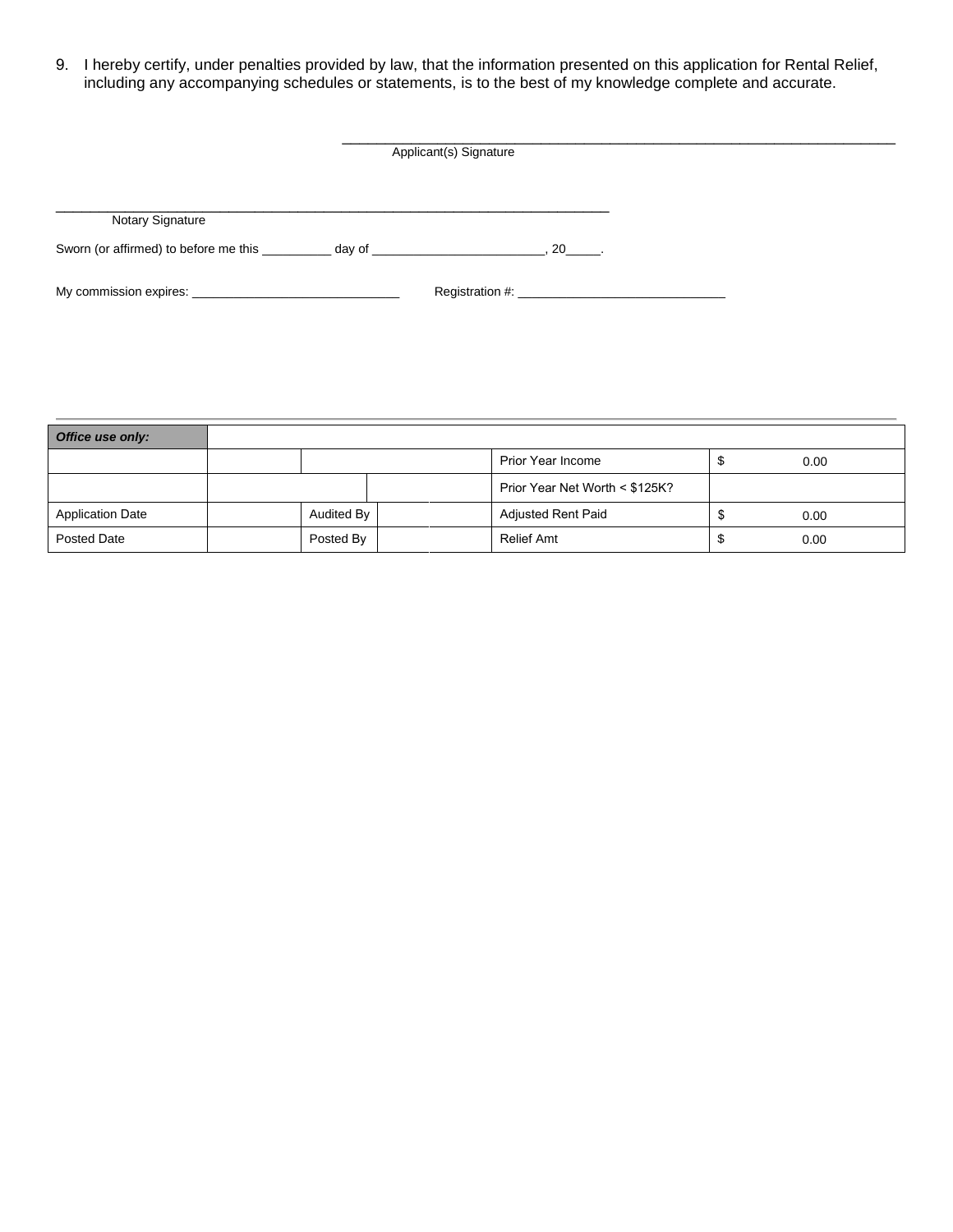9. I hereby certify, under penalties provided by law, that the information presented on this application for Rental Relief, including any accompanying schedules or statements, is to the best of my knowledge complete and accurate.

\_\_\_\_\_\_\_\_\_\_\_\_\_\_\_\_\_\_\_\_\_\_\_\_\_\_\_\_\_\_\_\_\_\_\_\_\_\_\_\_\_\_\_\_\_\_\_\_\_\_\_\_\_\_\_\_\_\_\_\_
Applicant(s) Signature

\_\_\_\_\_\_\_\_\_\_\_\_\_\_\_\_\_\_\_\_\_\_\_\_\_\_\_\_\_\_\_\_\_\_\_\_\_\_\_\_\_\_\_\_\_\_\_\_\_\_\_\_\_\_\_\_\_\_\_\_
Notary Signature

Sworn (or affirmed) to before me this \_\_\_\_\_\_\_\_\_\_ day of \_\_\_\_\_\_\_\_\_\_\_\_\_\_\_\_\_\_\_\_\_\_\_\_\_, 20\_\_\_\_\_.

My commission expires: \_\_\_\_\_\_\_\_\_\_\_\_\_\_\_\_\_\_\_\_\_\_\_\_\_\_\_\_\_\_ Registration #: \_\_\_\_\_\_\_\_\_\_\_\_\_\_\_\_\_\_\_\_\_\_\_\_\_\_\_\_\_\_

| ***Office use only:*** | | | | | |
|---|---|---|---|---|---|
| | | | | Prior Year Income | $ 0.00 |
| | | | | Prior Year Net Worth < $125K? | |
| Application Date | | Audited By | | Adjusted Rent Paid | $ 0.00 |
| Posted Date | | Posted By | | Relief Amt | $ 0.00 |